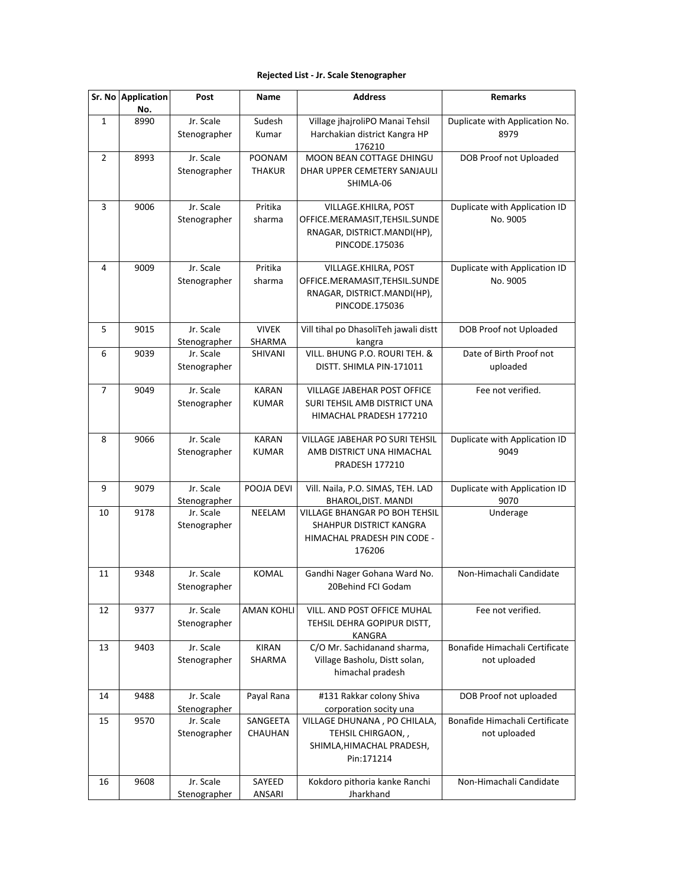**Rejected List - Jr. Scale Stenographer**

| Sr. No | Application No. | Post | Name | Address | Remarks |
|---|---|---|---|---|---|
| 1 | 8990 | Jr. Scale Stenographer | Sudesh Kumar | Village jhajroliPO Manai Tehsil Harchakian district Kangra HP 176210 | Duplicate with Application No. 8979 |
| 2 | 8993 | Jr. Scale Stenographer | POONAM THAKUR | MOON BEAN COTTAGE DHINGU DHAR UPPER CEMETERY SANJAULI SHIMLA-06 | DOB Proof not Uploaded |
| 3 | 9006 | Jr. Scale Stenographer | Pritika sharma | VILLAGE.KHILRA, POST OFFICE.MERAMASIT,TEHSIL.SUNDERNAGAR, DISTRICT.MANDI(HP), PINCODE.175036 | Duplicate with Application ID No. 9005 |
| 4 | 9009 | Jr. Scale Stenographer | Pritika sharma | VILLAGE.KHILRA, POST OFFICE.MERAMASIT,TEHSIL.SUNDERNAGAR, DISTRICT.MANDI(HP), PINCODE.175036 | Duplicate with Application ID No. 9005 |
| 5 | 9015 | Jr. Scale Stenographer | VIVEK SHARMA | Vill tihal po DhasoliTeh jawali distt kangra | DOB Proof not Uploaded |
| 6 | 9039 | Jr. Scale Stenographer | SHIVANI | VILL. BHUNG P.O. ROURI TEH. & DISTT. SHIMLA PIN-171011 | Date of Birth Proof not uploaded |
| 7 | 9049 | Jr. Scale Stenographer | KARAN KUMAR | VILLAGE JABEHAR POST OFFICE SURI TEHSIL AMB DISTRICT UNA HIMACHAL PRADESH 177210 | Fee not verified. |
| 8 | 9066 | Jr. Scale Stenographer | KARAN KUMAR | VILLAGE JABEHAR PO SURI TEHSIL AMB DISTRICT UNA HIMACHAL PRADESH 177210 | Duplicate with Application ID 9049 |
| 9 | 9079 | Jr. Scale Stenographer | POOJA DEVI | Vill. Naila, P.O. SIMAS, TEH. LAD BHAROL,DIST. MANDI | Duplicate with Application ID 9070 |
| 10 | 9178 | Jr. Scale Stenographer | NEELAM | VILLAGE BHANGAR PO BOH TEHSIL SHAHPUR DISTRICT KANGRA HIMACHAL PRADESH PIN CODE - 176206 | Underage |
| 11 | 9348 | Jr. Scale Stenographer | KOMAL | Gandhi Nager Gohana Ward No. 20Behind FCI Godam | Non-Himachali Candidate |
| 12 | 9377 | Jr. Scale Stenographer | AMAN KOHLI | VILL. AND POST OFFICE MUHAL TEHSIL DEHRA GOPIPUR DISTT, KANGRA | Fee not verified. |
| 13 | 9403 | Jr. Scale Stenographer | KIRAN SHARMA | C/O Mr. Sachidanand sharma, Village Basholu, Distt solan, himachal pradesh | Bonafide Himachali Certificate not uploaded |
| 14 | 9488 | Jr. Scale Stenographer | Payal Rana | #131 Rakkar colony Shiva corporation socity una | DOB Proof not uploaded |
| 15 | 9570 | Jr. Scale Stenographer | SANGEETA CHAUHAN | VILLAGE DHUNANA , PO CHILALA, TEHSIL CHIRGAON, , SHIMLA,HIMACHAL PRADESH, Pin:171214 | Bonafide Himachali Certificate not uploaded |
| 16 | 9608 | Jr. Scale Stenographer | SAYEED ANSARI | Kokdoro pithoria kanke Ranchi Jharkhand | Non-Himachali Candidate |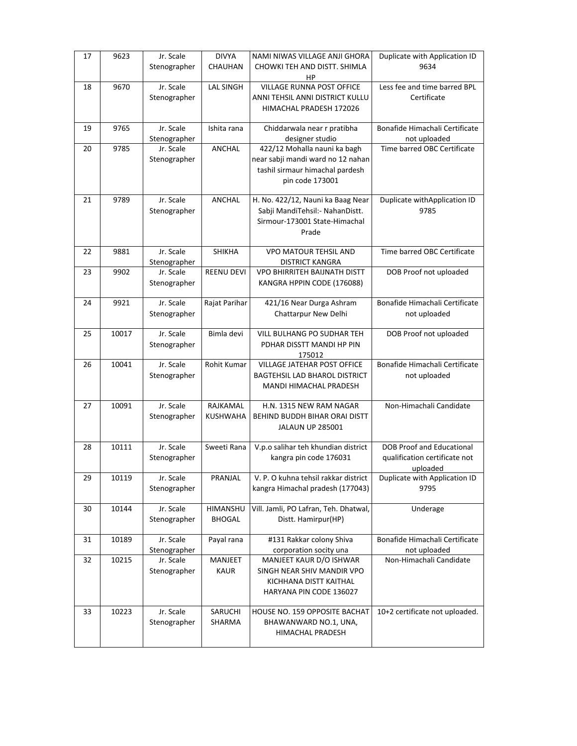| 17 | 9623 | Jr. Scale Stenographer | DIVYA CHAUHAN | NAMI NIWAS VILLAGE ANJI GHORA CHOWKI TEH AND DISTT. SHIMLA HP | Duplicate with Application ID 9634 |
|---|---|---|---|---|---|
| 18 | 9670 | Jr. Scale Stenographer | LAL SINGH | VILLAGE RUNNA POST OFFICE ANNI TEHSIL ANNI DISTRICT KULLU HIMACHAL PRADESH 172026 | Less fee and time barred BPL Certificate |
| 19 | 9765 | Jr. Scale Stenographer | Ishita rana | Chiddarwala near r pratibha designer studio | Bonafide Himachali Certificate not uploaded |
| 20 | 9785 | Jr. Scale Stenographer | ANCHAL | 422/12 Mohalla nauni ka bagh near sabji mandi ward no 12 nahan tashil sirmaur himachal pardesh pin code 173001 | Time barred OBC Certificate |
| 21 | 9789 | Jr. Scale Stenographer | ANCHAL | H. No. 422/12, Nauni ka Baag Near Sabji MandiTehsil:- NahanDistt. Sirmour-173001 State-Himachal Prade | Duplicate withApplication ID 9785 |
| 22 | 9881 | Jr. Scale Stenographer | SHIKHA | VPO MATOUR TEHSIL AND DISTRICT KANGRA | Time barred OBC Certificate |
| 23 | 9902 | Jr. Scale Stenographer | REENU DEVI | VPO BHIRRITEH BAIJNATH DISTT KANGRA HPPIN CODE (176088) | DOB Proof not uploaded |
| 24 | 9921 | Jr. Scale Stenographer | Rajat Parihar | 421/16 Near Durga Ashram Chattarpur New Delhi | Bonafide Himachali Certificate not uploaded |
| 25 | 10017 | Jr. Scale Stenographer | Bimla devi | VILL BULHANG PO SUDHAR TEH PDHAR DISSTT MANDI HP PIN 175012 | DOB Proof not uploaded |
| 26 | 10041 | Jr. Scale Stenographer | Rohit Kumar | VILLAGE JATEHAR POST OFFICE BAGTEHSIL LAD BHAROL DISTRICT MANDI HIMACHAL PRADESH | Bonafide Himachali Certificate not uploaded |
| 27 | 10091 | Jr. Scale Stenographer | RAJKAMAL KUSHWAHA | H.N. 1315 NEW RAM NAGAR BEHIND BUDDH BIHAR ORAI DISTT JALAUN UP 285001 | Non-Himachali Candidate |
| 28 | 10111 | Jr. Scale Stenographer | Sweeti Rana | V.p.o salihar teh khundian district kangra pin code 176031 | DOB Proof and Educational qualification certificate not uploaded |
| 29 | 10119 | Jr. Scale Stenographer | PRANJAL | V. P. O kuhna tehsil rakkar district kangra Himachal pradesh (177043) | Duplicate with Application ID 9795 |
| 30 | 10144 | Jr. Scale Stenographer | HIMANSHU BHOGAL | Vill. Jamli, PO Lafran, Teh. Dhatwal, Distt. Hamirpur(HP) | Underage |
| 31 | 10189 | Jr. Scale Stenographer | Payal rana | #131 Rakkar colony Shiva corporation socity una | Bonafide Himachali Certificate not uploaded |
| 32 | 10215 | Jr. Scale Stenographer | MANJEET KAUR | MANJEET KAUR D/O ISHWAR SINGH NEAR SHIV MANDIR VPO KICHHANA DISTT KAITHAL HARYANA PIN CODE 136027 | Non-Himachali Candidate |
| 33 | 10223 | Jr. Scale Stenographer | SARUCHI SHARMA | HOUSE NO. 159 OPPOSITE BACHAT BHAWANWARD NO.1, UNA, HIMACHAL PRADESH | 10+2 certificate not uploaded. |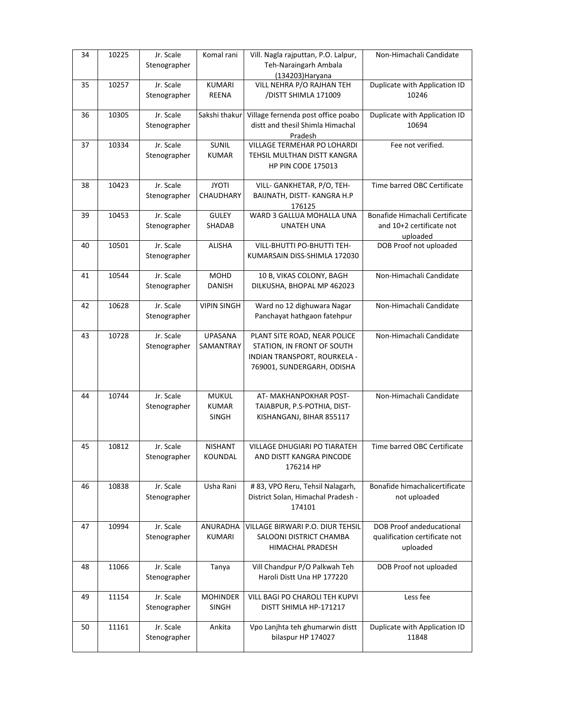| 34 | 10225 | Jr. Scale Stenographer | Komal rani | Vill. Nagla rajputtan, P.O. Lalpur, Teh-Naraingarh Ambala (134203)Haryana | Non-Himachali Candidate |
|---|---|---|---|---|---|
| 35 | 10257 | Jr. Scale Stenographer | KUMARI REENA | VILL NEHRA P/O RAJHAN TEH /DISTT SHIMLA 171009 | Duplicate with Application ID 10246 |
| 36 | 10305 | Jr. Scale Stenographer | Sakshi thakur | Village fernenda post office poabo distt and thesil Shimla Himachal Pradesh | Duplicate with Application ID 10694 |
| 37 | 10334 | Jr. Scale Stenographer | SUNIL KUMAR | VILLAGE TERMEHAR PO LOHARDI TEHSIL MULTHAN DISTT KANGRA HP PIN CODE 175013 | Fee not verified. |
| 38 | 10423 | Jr. Scale Stenographer | JYOTI CHAUDHARY | VILL- GANKHETAR, P/O, TEH- BAIJNATH, DISTT- KANGRA H.P 176125 | Time barred OBC Certificate |
| 39 | 10453 | Jr. Scale Stenographer | GULEY SHADAB | WARD 3 GALLUA MOHALLA UNA UNATEH UNA | Bonafide Himachali Certificate and 10+2 certificate not uploaded |
| 40 | 10501 | Jr. Scale Stenographer | ALISHA | VILL-BHUTTI PO-BHUTTI TEH- KUMARSAIN DISS-SHIMLA 172030 | DOB Proof not uploaded |
| 41 | 10544 | Jr. Scale Stenographer | MOHD DANISH | 10 B, VIKAS COLONY, BAGH DILKUSHA, BHOPAL MP 462023 | Non-Himachali Candidate |
| 42 | 10628 | Jr. Scale Stenographer | VIPIN SINGH | Ward no 12 dighuwara Nagar Panchayat hathgaon fatehpur | Non-Himachali Candidate |
| 43 | 10728 | Jr. Scale Stenographer | UPASANA SAMANTRAY | PLANT SITE ROAD, NEAR POLICE STATION, IN FRONT OF SOUTH INDIAN TRANSPORT, ROURKELA - 769001, SUNDERGARH, ODISHA | Non-Himachali Candidate |
| 44 | 10744 | Jr. Scale Stenographer | MUKUL KUMAR SINGH | AT- MAKHANPOKHAR POST- TAIABPUR, P.S-POTHIA, DIST- KISHANGANJ, BIHAR 855117 | Non-Himachali Candidate |
| 45 | 10812 | Jr. Scale Stenographer | NISHANT KOUNDAL | VILLAGE DHUGIARI PO TIARATEH AND DISTT KANGRA PINCODE 176214 HP | Time barred OBC Certificate |
| 46 | 10838 | Jr. Scale Stenographer | Usha Rani | # 83, VPO Reru, Tehsil Nalagarh, District Solan, Himachal Pradesh - 174101 | Bonafide himachalicertificate not uploaded |
| 47 | 10994 | Jr. Scale Stenographer | ANURADHA KUMARI | VILLAGE BIRWARI P.O. DIUR TEHSIL SALOONI DISTRICT CHAMBA HIMACHAL PRADESH | DOB Proof andeducational qualification certificate not uploaded |
| 48 | 11066 | Jr. Scale Stenographer | Tanya | Vill Chandpur P/O Palkwah Teh Haroli Distt Una HP 177220 | DOB Proof not uploaded |
| 49 | 11154 | Jr. Scale Stenographer | MOHINDER SINGH | VILL BAGI PO CHAROLI TEH KUPVI DISTT SHIMLA HP-171217 | Less fee |
| 50 | 11161 | Jr. Scale Stenographer | Ankita | Vpo Lanjhta teh ghumarwin distt bilaspur HP 174027 | Duplicate with Application ID 11848 |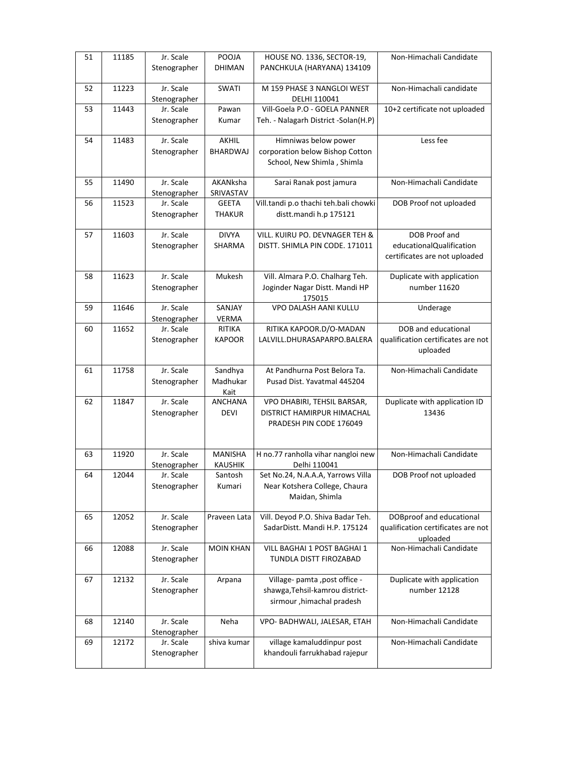| 51 | 11185 | Jr. Scale Stenographer | POOJA DHIMAN | HOUSE NO. 1336, SECTOR-19, PANCHKULA (HARYANA) 134109 | Non-Himachali Candidate |
|---|---|---|---|---|---|
| 52 | 11223 | Jr. Scale Stenographer | SWATI | M 159 PHASE 3 NANGLOI WEST DELHI 110041 | Non-Himachali candidate |
| 53 | 11443 | Jr. Scale Stenographer | Pawan Kumar | Vill-Goela P.O - GOELA PANNER Teh. - Nalagarh District -Solan(H.P) | 10+2 certificate not uploaded |
| 54 | 11483 | Jr. Scale Stenographer | AKHIL BHARDWAJ | Himniwas below power corporation below Bishop Cotton School, New Shimla , Shimla | Less fee |
| 55 | 11490 | Jr. Scale Stenographer | AKANksha SRIVASTAV | Sarai Ranak post jamura | Non-Himachali Candidate |
| 56 | 11523 | Jr. Scale Stenographer | GEETA THAKUR | Vill.tandi p.o thachi teh.bali chowki distt.mandi h.p 175121 | DOB Proof not uploaded |
| 57 | 11603 | Jr. Scale Stenographer | DIVYA SHARMA | VILL. KUIRU PO. DEVNAGER TEH & DISTT. SHIMLA PIN CODE. 171011 | DOB Proof and educationalQualification certificates are not uploaded |
| 58 | 11623 | Jr. Scale Stenographer | Mukesh | Vill. Almara P.O. Chalharg Teh. Joginder Nagar Distt. Mandi HP 175015 | Duplicate with application number 11620 |
| 59 | 11646 | Jr. Scale Stenographer | SANJAY VERMA | VPO DALASH AANI KULLU | Underage |
| 60 | 11652 | Jr. Scale Stenographer | RITIKA KAPOOR | RITIKA KAPOOR.D/O-MADAN LALVILL.DHURASAPARPO.BALERA | DOB and educational qualification certificates are not uploaded |
| 61 | 11758 | Jr. Scale Stenographer | Sandhya Madhukar Kait | At Pandhurna Post Belora Ta. Pusad Dist. Yavatmal 445204 | Non-Himachali Candidate |
| 62 | 11847 | Jr. Scale Stenographer | ANCHANA DEVI | VPO DHABIRI, TEHSIL BARSAR, DISTRICT HAMIRPUR HIMACHAL PRADESH PIN CODE 176049 | Duplicate with application ID 13436 |
| 63 | 11920 | Jr. Scale Stenographer | MANISHA KAUSHIK | H no.77 ranholla vihar nangloi new Delhi 110041 | Non-Himachali Candidate |
| 64 | 12044 | Jr. Scale Stenographer | Santosh Kumari | Set No.24, N.A.A.A, Yarrows Villa Near Kotshera College, Chaura Maidan, Shimla | DOB Proof not uploaded |
| 65 | 12052 | Jr. Scale Stenographer | Praveen Lata | Vill. Deyod P.O. Shiva Badar Teh. SadarDistt. Mandi H.P. 175124 | DOBproof and educational qualification certificates are not uploaded |
| 66 | 12088 | Jr. Scale Stenographer | MOIN KHAN | VILL BAGHAI 1 POST BAGHAI 1 TUNDLA DISTT FIROZABAD | Non-Himachali Candidate |
| 67 | 12132 | Jr. Scale Stenographer | Arpana | Village- pamta ,post office - shawga,Tehsil-kamrou district-sirmour ,himachal pradesh | Duplicate with application number 12128 |
| 68 | 12140 | Jr. Scale Stenographer | Neha | VPO- BADHWALI, JALESAR, ETAH | Non-Himachali Candidate |
| 69 | 12172 | Jr. Scale Stenographer | shiva kumar | village kamaluddinpur post khandouli farrukhabad rajepur | Non-Himachali Candidate |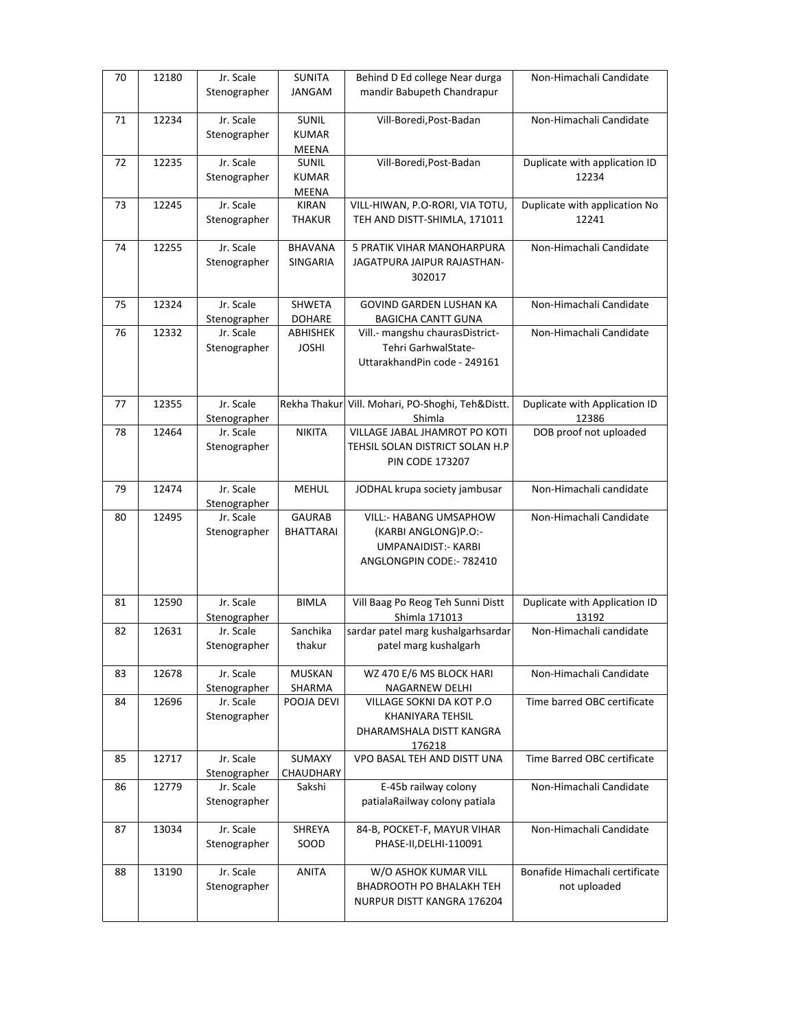| 70 | 12180 | Jr. Scale Stenographer | SUNITA JANGAM | Behind D Ed college Near durga mandir Babupeth Chandrapur | Non-Himachali Candidate |
|---|---|---|---|---|---|
| 71 | 12234 | Jr. Scale Stenographer | SUNIL KUMAR MEENA | Vill-Boredi,Post-Badan | Non-Himachali Candidate |
| 72 | 12235 | Jr. Scale Stenographer | SUNIL KUMAR MEENA | Vill-Boredi,Post-Badan | Duplicate with application ID 12234 |
| 73 | 12245 | Jr. Scale Stenographer | KIRAN THAKUR | VILL-HIWAN, P.O-RORI, VIA TOTU, TEH AND DISTT-SHIMLA, 171011 | Duplicate with application No 12241 |
| 74 | 12255 | Jr. Scale Stenographer | BHAVANA SINGARIA | 5 PRATIK VIHAR MANOHARPURA JAGATPURA JAIPUR RAJASTHAN-302017 | Non-Himachali Candidate |
| 75 | 12324 | Jr. Scale Stenographer | SHWETA DOHARE | GOVIND GARDEN LUSHAN KA BAGICHA CANTT GUNA | Non-Himachali Candidate |
| 76 | 12332 | Jr. Scale Stenographer | ABHISHEK JOSHI | Vill.- mangshu chaurasDistrict-Tehri GarhwalState-UttarakhandPin code - 249161 | Non-Himachali Candidate |
| 77 | 12355 | Jr. Scale Stenographer | Rekha Thakur | Vill. Mohari, PO-Shoghi, Teh&Distt. Shimla | Duplicate with Application ID 12386 |
| 78 | 12464 | Jr. Scale Stenographer | NIKITA | VILLAGE JABAL JHAMROT PO KOTI TEHSIL SOLAN DISTRICT SOLAN H.P PIN CODE 173207 | DOB proof not uploaded |
| 79 | 12474 | Jr. Scale Stenographer | MEHUL | JODHAL krupa society jambusar | Non-Himachali candidate |
| 80 | 12495 | Jr. Scale Stenographer | GAURAB BHATTARAI | VILL:- HABANG UMSAPHOW (KARBI ANGLONG)P.O:-UMPANAIDIST:- KARBI ANGLONGPIN CODE:- 782410 | Non-Himachali Candidate |
| 81 | 12590 | Jr. Scale Stenographer | BIMLA | Vill Baag Po Reog Teh Sunni Distt Shimla 171013 | Duplicate with Application ID 13192 |
| 82 | 12631 | Jr. Scale Stenographer | Sanchika thakur | sardar patel marg kushalgarhsardar patel marg kushalgarh | Non-Himachali candidate |
| 83 | 12678 | Jr. Scale Stenographer | MUSKAN SHARMA | WZ 470 E/6 MS BLOCK HARI NAGARNEW DELHI | Non-Himachali Candidate |
| 84 | 12696 | Jr. Scale Stenographer | POOJA DEVI | VILLAGE SOKNI DA KOT P.O KHANIYARA TEHSIL DHARAMSHALA DISTT KANGRA 176218 | Time barred OBC certificate |
| 85 | 12717 | Jr. Scale Stenographer | SUMAXY CHAUDHARY | VPO BASAL TEH AND DISTT UNA | Time Barred OBC certificate |
| 86 | 12779 | Jr. Scale Stenographer | Sakshi | E-45b railway colony patialaRailway colony patiala | Non-Himachali Candidate |
| 87 | 13034 | Jr. Scale Stenographer | SHREYA SOOD | 84-B, POCKET-F, MAYUR VIHAR PHASE-II,DELHI-110091 | Non-Himachali Candidate |
| 88 | 13190 | Jr. Scale Stenographer | ANITA | W/O ASHOK KUMAR VILL BHADROOTH PO BHALAKH TEH NURPUR DISTT KANGRA 176204 | Bonafide Himachali certificate not uploaded |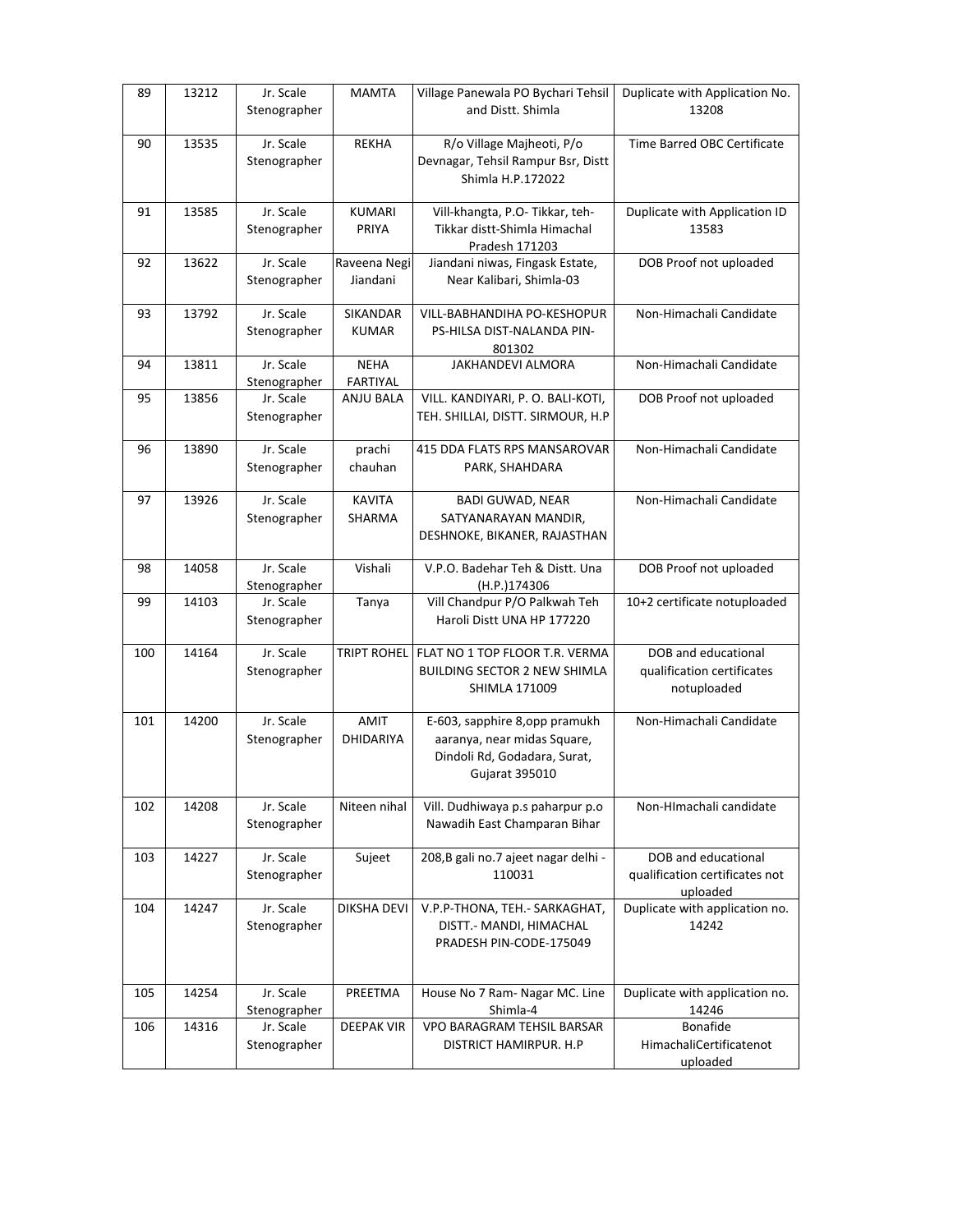| 89 | 13212 | Jr. Scale Stenographer | MAMTA | Village Panewala PO Bychari Tehsil and Distt. Shimla | Duplicate with Application No. 13208 |
|---|---|---|---|---|---|
| 90 | 13535 | Jr. Scale Stenographer | REKHA | R/o Village Majheoti, P/o Devnagar, Tehsil Rampur Bsr, Distt Shimla H.P.172022 | Time Barred OBC Certificate |
| 91 | 13585 | Jr. Scale Stenographer | KUMARI PRIYA | Vill-khangta, P.O- Tikkar, teh-Tikkar distt-Shimla Himachal Pradesh 171203 | Duplicate with Application ID 13583 |
| 92 | 13622 | Jr. Scale Stenographer | Raveena Negi Jiandani | Jiandani niwas, Fingask Estate, Near Kalibari, Shimla-03 | DOB Proof not uploaded |
| 93 | 13792 | Jr. Scale Stenographer | SIKANDAR KUMAR | VILL-BABHANDIHA PO-KESHOPUR PS-HILSA DIST-NALANDA PIN-801302 | Non-Himachali Candidate |
| 94 | 13811 | Jr. Scale Stenographer | NEHA FARTIYAL | JAKHANDEVI ALMORA | Non-Himachali Candidate |
| 95 | 13856 | Jr. Scale Stenographer | ANJU BALA | VILL. KANDIYARI, P. O. BALI-KOTI, TEH. SHILLAI, DISTT. SIRMOUR, H.P | DOB Proof not uploaded |
| 96 | 13890 | Jr. Scale Stenographer | prachi chauhan | 415 DDA FLATS RPS MANSAROVAR PARK, SHAHDARA | Non-Himachali Candidate |
| 97 | 13926 | Jr. Scale Stenographer | KAVITA SHARMA | BADI GUWAD, NEAR SATYANARAYAN MANDIR, DESHNOKE, BIKANER, RAJASTHAN | Non-Himachali Candidate |
| 98 | 14058 | Jr. Scale Stenographer | Vishali | V.P.O. Badehar Teh & Distt. Una (H.P.)174306 | DOB Proof not uploaded |
| 99 | 14103 | Jr. Scale Stenographer | Tanya | Vill Chandpur P/O Palkwah Teh Haroli Distt UNA HP 177220 | 10+2 certificate notuploaded |
| 100 | 14164 | Jr. Scale Stenographer | TRIPT ROHEL | FLAT NO 1 TOP FLOOR T.R. VERMA BUILDING SECTOR 2 NEW SHIMLA SHIMLA 171009 | DOB and educational qualification certificates notuploaded |
| 101 | 14200 | Jr. Scale Stenographer | AMIT DHIDARIYA | E-603, sapphire 8,opp pramukh aaranya, near midas Square, Dindoli Rd, Godadara, Surat, Gujarat 395010 | Non-Himachali Candidate |
| 102 | 14208 | Jr. Scale Stenographer | Niteen nihal | Vill. Dudhiwaya p.s paharpur p.o Nawadih East Champaran Bihar | Non-HImachali candidate |
| 103 | 14227 | Jr. Scale Stenographer | Sujeet | 208,B gali no.7 ajeet nagar delhi - 110031 | DOB and educational qualification certificates not uploaded |
| 104 | 14247 | Jr. Scale Stenographer | DIKSHA DEVI | V.P.P-THONA, TEH.- SARKAGHAT, DISTT.- MANDI, HIMACHAL PRADESH PIN-CODE-175049 | Duplicate with application no. 14242 |
| 105 | 14254 | Jr. Scale Stenographer | PREETMA | House No 7 Ram- Nagar MC. Line Shimla-4 | Duplicate with application no. 14246 |
| 106 | 14316 | Jr. Scale Stenographer | DEEPAK VIR | VPO BARAGRAM TEHSIL BARSAR DISTRICT HAMIRPUR. H.P | Bonafide HimachaliCertificatenot uploaded |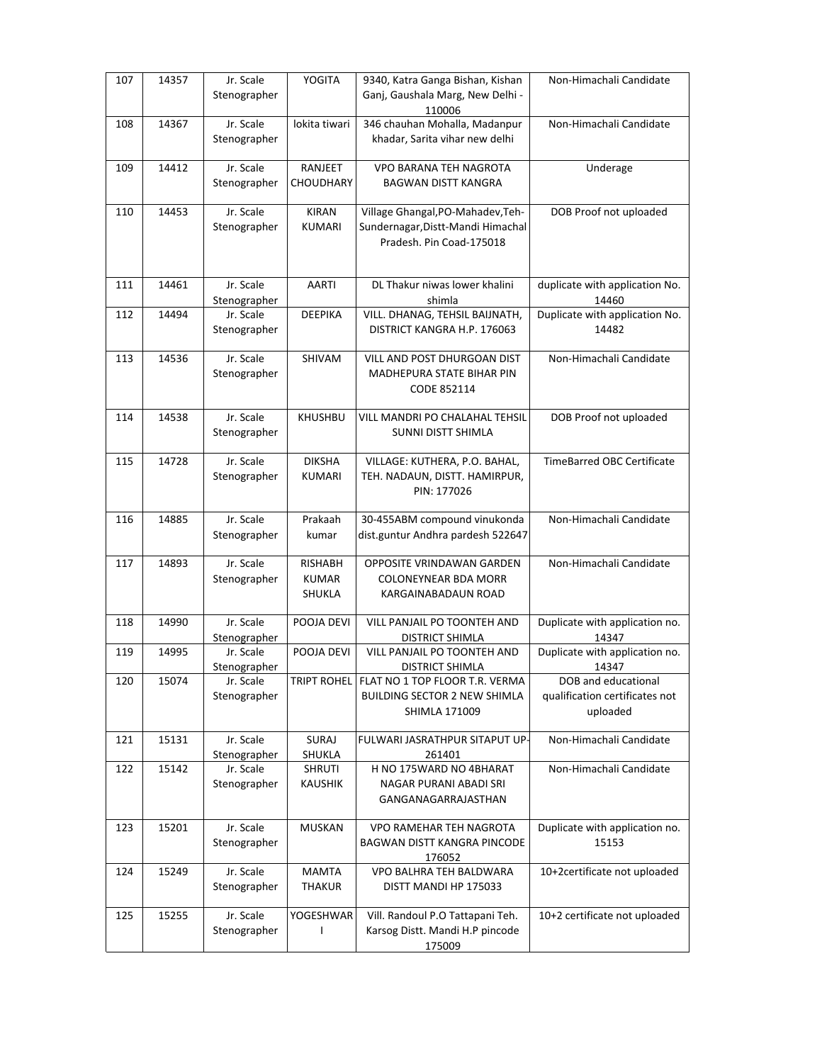| 107 | 14357 | Jr. Scale Stenographer | YOGITA | 9340, Katra Ganga Bishan, Kishan Ganj, Gaushala Marg, New Delhi - 110006 | Non-Himachali Candidate |
|---|---|---|---|---|---|
| 108 | 14367 | Jr. Scale Stenographer | lokita tiwari | 346 chauhan Mohalla, Madanpur khadar, Sarita vihar new delhi | Non-Himachali Candidate |
| 109 | 14412 | Jr. Scale Stenographer | RANJEET CHOUDHARY | VPO BARANA TEH NAGROTA BAGWAN DISTT KANGRA | Underage |
| 110 | 14453 | Jr. Scale Stenographer | KIRAN KUMARI | Village Ghangal,PO-Mahadev,Teh-Sundernagar,Distt-Mandi Himachal Pradesh. Pin Coad-175018 | DOB Proof not uploaded |
| 111 | 14461 | Jr. Scale Stenographer | AARTI | DL Thakur niwas lower khalini shimla | duplicate with application No. 14460 |
| 112 | 14494 | Jr. Scale Stenographer | DEEPIKA | VILL. DHANAG, TEHSIL BAIJNATH, DISTRICT KANGRA H.P. 176063 | Duplicate with application No. 14482 |
| 113 | 14536 | Jr. Scale Stenographer | SHIVAM | VILL AND POST DHURGOAN DIST MADHEPURA STATE BIHAR PIN CODE 852114 | Non-Himachali Candidate |
| 114 | 14538 | Jr. Scale Stenographer | KHUSHBU | VILL MANDRI PO CHALAHAL TEHSIL SUNNI DISTT SHIMLA | DOB Proof not uploaded |
| 115 | 14728 | Jr. Scale Stenographer | DIKSHA KUMARI | VILLAGE: KUTHERA, P.O. BAHAL, TEH. NADAUN, DISTT. HAMIRPUR, PIN: 177026 | TimeBarred OBC Certificate |
| 116 | 14885 | Jr. Scale Stenographer | Prakaah kumar | 30-455ABM compound vinukonda dist.guntur Andhra pardesh 522647 | Non-Himachali Candidate |
| 117 | 14893 | Jr. Scale Stenographer | RISHABH KUMAR SHUKLA | OPPOSITE VRINDAWAN GARDEN COLONEYNEAR BDA MORR KARGAINABADAUN ROAD | Non-Himachali Candidate |
| 118 | 14990 | Jr. Scale Stenographer | POOJA DEVI | VILL PANJAIL PO TOONTEH AND DISTRICT SHIMLA | Duplicate with application no. 14347 |
| 119 | 14995 | Jr. Scale Stenographer | POOJA DEVI | VILL PANJAIL PO TOONTEH AND DISTRICT SHIMLA | Duplicate with application no. 14347 |
| 120 | 15074 | Jr. Scale Stenographer | TRIPT ROHEL | FLAT NO 1 TOP FLOOR T.R. VERMA BUILDING SECTOR 2 NEW SHIMLA SHIMLA 171009 | DOB and educational qualification certificates not uploaded |
| 121 | 15131 | Jr. Scale Stenographer | SURAJ SHUKLA | FULWARI JASRATHPUR SITAPUT UP-261401 | Non-Himachali Candidate |
| 122 | 15142 | Jr. Scale Stenographer | SHRUTI KAUSHIK | H NO 175WARD NO 4BHARAT NAGAR PURANI ABADI SRI GANGANAGARRAJASTHAN | Non-Himachali Candidate |
| 123 | 15201 | Jr. Scale Stenographer | MUSKAN | VPO RAMEHAR TEH NAGROTA BAGWAN DISTT KANGRA PINCODE 176052 | Duplicate with application no. 15153 |
| 124 | 15249 | Jr. Scale Stenographer | MAMTA THAKUR | VPO BALHRA TEH BALDWARA DISTT MANDI HP 175033 | 10+2certificate not uploaded |
| 125 | 15255 | Jr. Scale Stenographer | YOGESHWAR I | Vill. Randoul P.O Tattapani Teh. Karsog Distt. Mandi H.P pincode 175009 | 10+2 certificate not uploaded |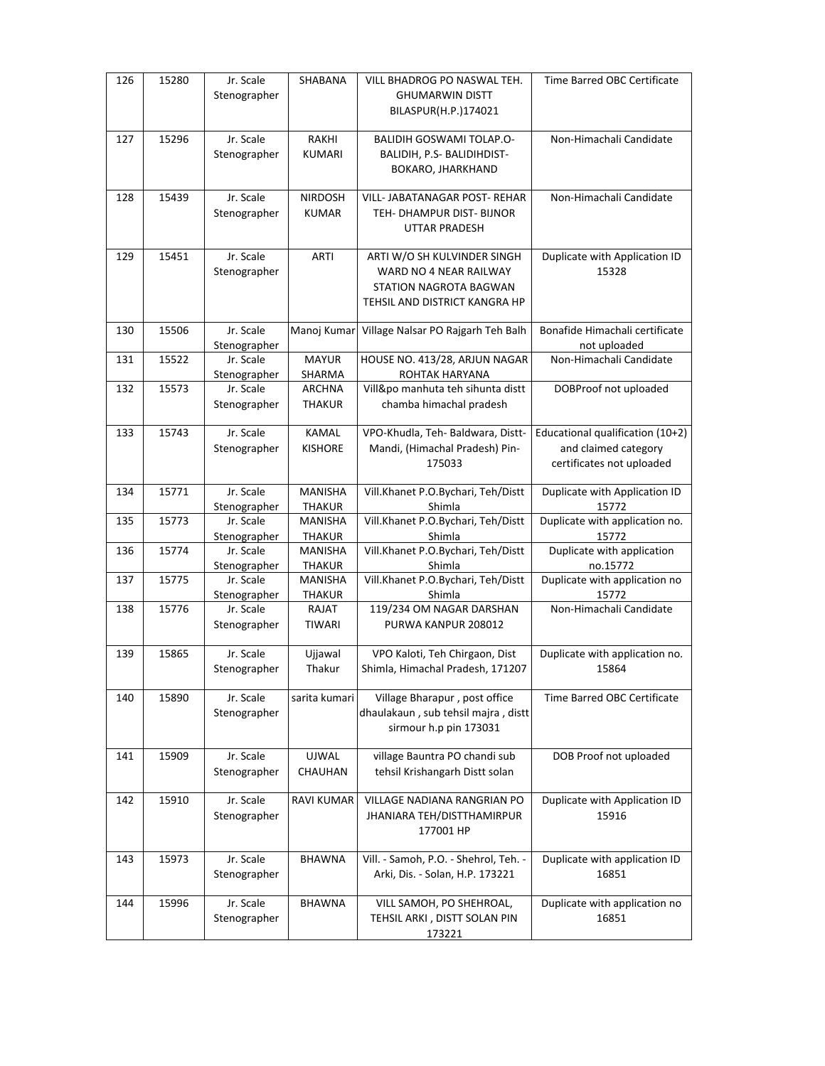| 126 | 15280 | Jr. Scale Stenographer | SHABANA | VILL BHADROG PO NASWAL TEH. GHUMARWIN DISTT BILASPUR(H.P.)174021 | Time Barred OBC Certificate |
|---|---|---|---|---|---|
| 127 | 15296 | Jr. Scale Stenographer | RAKHI KUMARI | BALIDIH GOSWAMI TOLAP.O- BALIDIH, P.S- BALIDIHDIST- BOKARO, JHARKHAND | Non-Himachali Candidate |
| 128 | 15439 | Jr. Scale Stenographer | NIRDOSH KUMAR | VILL- JABATANAGAR POST- REHAR TEH- DHAMPUR DIST- BIJNOR UTTAR PRADESH | Non-Himachali Candidate |
| 129 | 15451 | Jr. Scale Stenographer | ARTI | ARTI W/O SH KULVINDER SINGH WARD NO 4 NEAR RAILWAY STATION NAGROTA BAGWAN TEHSIL AND DISTRICT KANGRA HP | Duplicate with Application ID 15328 |
| 130 | 15506 | Jr. Scale Stenographer | Manoj Kumar | Village Nalsar PO Rajgarh Teh Balh | Bonafide Himachali certificate not uploaded |
| 131 | 15522 | Jr. Scale Stenographer | MAYUR SHARMA | HOUSE NO. 413/28, ARJUN NAGAR ROHTAK HARYANA | Non-Himachali Candidate |
| 132 | 15573 | Jr. Scale Stenographer | ARCHNA THAKUR | Vill&po manhuta teh sihunta distt chamba himachal pradesh | DOBProof not uploaded |
| 133 | 15743 | Jr. Scale Stenographer | KAMAL KISHORE | VPO-Khudla, Teh- Baldwara, Distt- Mandi, (Himachal Pradesh) Pin- 175033 | Educational qualification (10+2) and claimed category certificates not uploaded |
| 134 | 15771 | Jr. Scale Stenographer | MANISHA THAKUR | Vill.Khanet P.O.Bychari, Teh/Distt Shimla | Duplicate with Application ID 15772 |
| 135 | 15773 | Jr. Scale Stenographer | MANISHA THAKUR | Vill.Khanet P.O.Bychari, Teh/Distt Shimla | Duplicate with application no. 15772 |
| 136 | 15774 | Jr. Scale Stenographer | MANISHA THAKUR | Vill.Khanet P.O.Bychari, Teh/Distt Shimla | Duplicate with application no.15772 |
| 137 | 15775 | Jr. Scale Stenographer | MANISHA THAKUR | Vill.Khanet P.O.Bychari, Teh/Distt Shimla | Duplicate with application no 15772 |
| 138 | 15776 | Jr. Scale Stenographer | RAJAT TIWARI | 119/234 OM NAGAR DARSHAN PURWA KANPUR 208012 | Non-Himachali Candidate |
| 139 | 15865 | Jr. Scale Stenographer | Ujjawal Thakur | VPO Kaloti, Teh Chirgaon, Dist Shimla, Himachal Pradesh, 171207 | Duplicate with application no. 15864 |
| 140 | 15890 | Jr. Scale Stenographer | sarita kumari | Village Bharapur , post office dhaulakaun , sub tehsil majra , distt sirmour h.p pin 173031 | Time Barred OBC Certificate |
| 141 | 15909 | Jr. Scale Stenographer | UJWAL CHAUHAN | village Bauntra PO chandi sub tehsil Krishangarh Distt solan | DOB Proof not uploaded |
| 142 | 15910 | Jr. Scale Stenographer | RAVI KUMAR | VILLAGE NADIANA RANGRIAN PO JHANIARA TEH/DISTTHAMIRPUR 177001 HP | Duplicate with Application ID 15916 |
| 143 | 15973 | Jr. Scale Stenographer | BHAWNA | Vill. - Samoh, P.O. - Shehrol, Teh. - Arki, Dis. - Solan, H.P. 173221 | Duplicate with application ID 16851 |
| 144 | 15996 | Jr. Scale Stenographer | BHAWNA | VILL SAMOH, PO SHEHROAL, TEHSIL ARKI , DISTT SOLAN PIN 173221 | Duplicate with application no 16851 |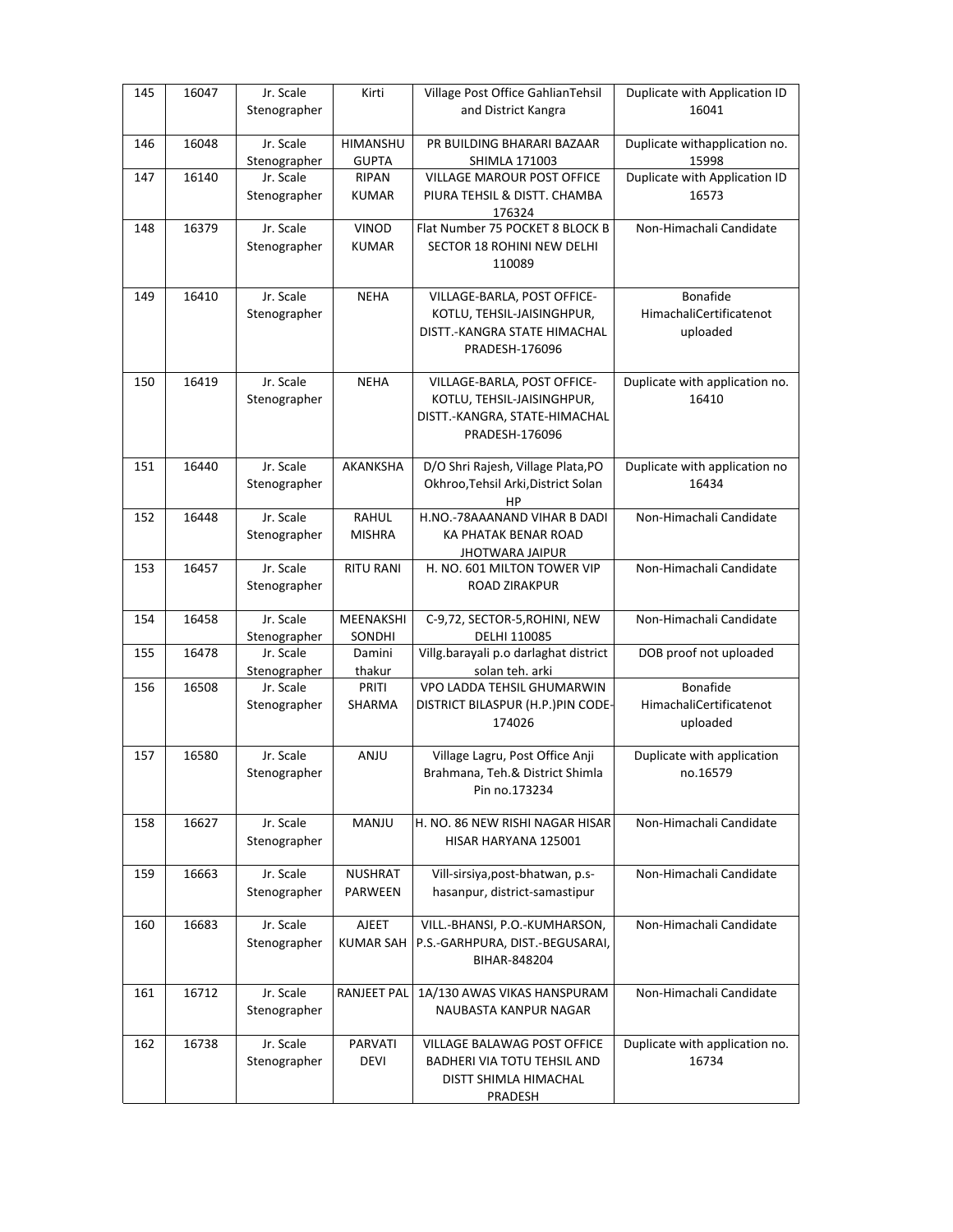| 145 | 16047 | Jr. Scale Stenographer | Kirti | Village Post Office GahlianTehsil and District Kangra | Duplicate with Application ID 16041 |
|---|---|---|---|---|---|
| 146 | 16048 | Jr. Scale Stenographer | HIMANSHU GUPTA | PR BUILDING BHARARI BAZAAR SHIMLA 171003 | Duplicate withapplication no. 15998 |
| 147 | 16140 | Jr. Scale Stenographer | RIPAN KUMAR | VILLAGE MAROUR POST OFFICE PIURA TEHSIL & DISTT. CHAMBA 176324 | Duplicate with Application ID 16573 |
| 148 | 16379 | Jr. Scale Stenographer | VINOD KUMAR | Flat Number 75 POCKET 8 BLOCK B SECTOR 18 ROHINI NEW DELHI 110089 | Non-Himachali Candidate |
| 149 | 16410 | Jr. Scale Stenographer | NEHA | VILLAGE-BARLA, POST OFFICE-KOTLU, TEHSIL-JAISINGHPUR, DISTT.-KANGRA STATE HIMACHAL PRADESH-176096 | Bonafide HimachaliCertificatenot uploaded |
| 150 | 16419 | Jr. Scale Stenographer | NEHA | VILLAGE-BARLA, POST OFFICE-KOTLU, TEHSIL-JAISINGHPUR, DISTT.-KANGRA, STATE-HIMACHAL PRADESH-176096 | Duplicate with application no. 16410 |
| 151 | 16440 | Jr. Scale Stenographer | AKANKSHA | D/O Shri Rajesh, Village Plata,PO Okhroo,Tehsil Arki,District Solan HP | Duplicate with application no 16434 |
| 152 | 16448 | Jr. Scale Stenographer | RAHUL MISHRA | H.NO.-78AAANAND VIHAR B DADI KA PHATAK BENAR ROAD JHOTWARA JAIPUR | Non-Himachali Candidate |
| 153 | 16457 | Jr. Scale Stenographer | RITU RANI | H. NO. 601 MILTON TOWER VIP ROAD ZIRAKPUR | Non-Himachali Candidate |
| 154 | 16458 | Jr. Scale Stenographer | MEENAKSHI SONDHI | C-9,72, SECTOR-5,ROHINI, NEW DELHI 110085 | Non-Himachali Candidate |
| 155 | 16478 | Jr. Scale Stenographer | Damini thakur | Villg.barayali p.o darlaghat district solan teh. arki | DOB proof not uploaded |
| 156 | 16508 | Jr. Scale Stenographer | PRITI SHARMA | VPO LADDA TEHSIL GHUMARWIN DISTRICT BILASPUR (H.P.)PIN CODE-174026 | Bonafide HimachaliCertificatenot uploaded |
| 157 | 16580 | Jr. Scale Stenographer | ANJU | Village Lagru, Post Office Anji Brahmana, Teh.& District Shimla Pin no.173234 | Duplicate with application no.16579 |
| 158 | 16627 | Jr. Scale Stenographer | MANJU | H. NO. 86 NEW RISHI NAGAR HISAR HISAR HARYANA 125001 | Non-Himachali Candidate |
| 159 | 16663 | Jr. Scale Stenographer | NUSHRAT PARWEEN | Vill-sirsiya,post-bhatwan, p.s-hasanpur, district-samastipur | Non-Himachali Candidate |
| 160 | 16683 | Jr. Scale Stenographer | AJEET KUMAR SAH | VILL.-BHANSI, P.O.-KUMHARSON, P.S.-GARHPURA, DIST.-BEGUSARAI, BIHAR-848204 | Non-Himachali Candidate |
| 161 | 16712 | Jr. Scale Stenographer | RANJEET PAL | 1A/130 AWAS VIKAS HANSPURAM NAUBASTA KANPUR NAGAR | Non-Himachali Candidate |
| 162 | 16738 | Jr. Scale Stenographer | PARVATI DEVI | VILLAGE BALAWAG POST OFFICE BADHERI VIA TOTU TEHSIL AND DISTT SHIMLA HIMACHAL PRADESH | Duplicate with application no. 16734 |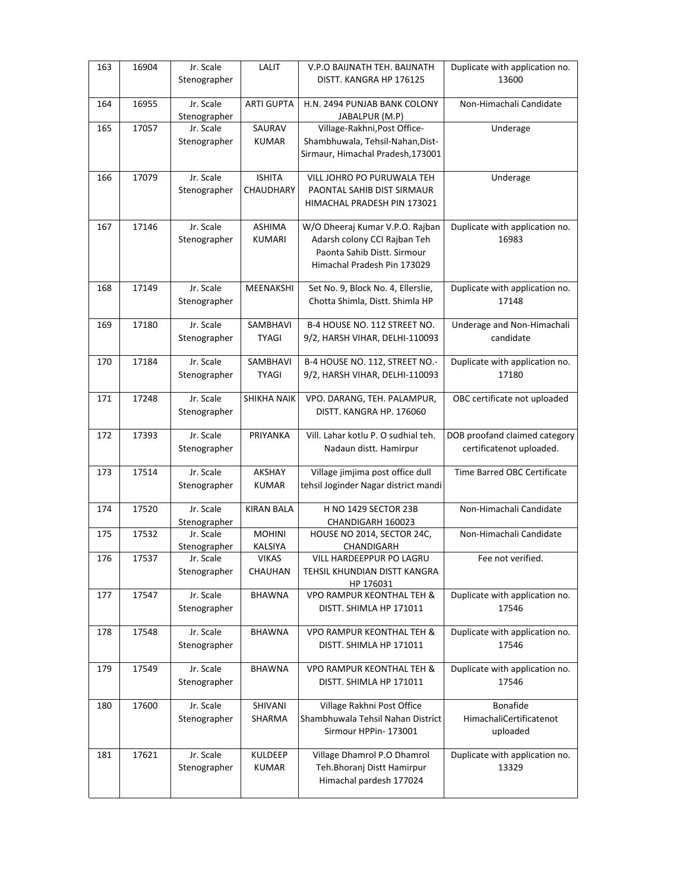| 163 | 16904 | Jr. Scale Stenographer | LALIT | V.P.O BAIJNATH TEH. BAIJNATH DISTT. KANGRA HP 176125 | Duplicate with application no. 13600 |
|---|---|---|---|---|---|
| 164 | 16955 | Jr. Scale Stenographer | ARTI GUPTA | H.N. 2494 PUNJAB BANK COLONY JABALPUR (M.P) | Non-Himachali Candidate |
| 165 | 17057 | Jr. Scale Stenographer | SAURAV KUMAR | Village-Rakhni,Post Office-Shambhuwala, Tehsil-Nahan,Dist-Sirmaur, Himachal Pradesh,173001 | Underage |
| 166 | 17079 | Jr. Scale Stenographer | ISHITA CHAUDHARY | VILL JOHRO PO PURUWALA TEH PAONTAL SAHIB DIST SIRMAUR HIMACHAL PRADESH PIN 173021 | Underage |
| 167 | 17146 | Jr. Scale Stenographer | ASHIMA KUMARI | W/O Dheeraj Kumar V.P.O. Rajban Adarsh colony CCI Rajban Teh Paonta Sahib Distt. Sirmour Himachal Pradesh Pin 173029 | Duplicate with application no. 16983 |
| 168 | 17149 | Jr. Scale Stenographer | MEENAKSHI | Set No. 9, Block No. 4, Ellerslie, Chotta Shimla, Distt. Shimla HP | Duplicate with application no. 17148 |
| 169 | 17180 | Jr. Scale Stenographer | SAMBHAVI TYAGI | B-4 HOUSE NO. 112 STREET NO. 9/2, HARSH VIHAR, DELHI-110093 | Underage and Non-Himachali candidate |
| 170 | 17184 | Jr. Scale Stenographer | SAMBHAVI TYAGI | B-4 HOUSE NO. 112, STREET NO.-9/2, HARSH VIHAR, DELHI-110093 | Duplicate with application no. 17180 |
| 171 | 17248 | Jr. Scale Stenographer | SHIKHA NAIK | VPO. DARANG, TEH. PALAMPUR, DISTT. KANGRA HP. 176060 | OBC certificate not uploaded |
| 172 | 17393 | Jr. Scale Stenographer | PRIYANKA | Vill. Lahar kotlu P. O sudhial teh. Nadaun distt. Hamirpur | DOB proofand claimed category certificatenot uploaded. |
| 173 | 17514 | Jr. Scale Stenographer | AKSHAY KUMAR | Village jimjima post office dull tehsil Joginder Nagar district mandi | Time Barred OBC Certificate |
| 174 | 17520 | Jr. Scale Stenographer | KIRAN BALA | H NO 1429 SECTOR 23B CHANDIGARH 160023 | Non-Himachali Candidate |
| 175 | 17532 | Jr. Scale Stenographer | MOHINI KALSIYA | HOUSE NO 2014, SECTOR 24C, CHANDIGARH | Non-Himachali Candidate |
| 176 | 17537 | Jr. Scale Stenographer | VIKAS CHAUHAN | VILL HARDEEPPUR PO LAGRU TEHSIL KHUNDIAN DISTT KANGRA HP 176031 | Fee not verified. |
| 177 | 17547 | Jr. Scale Stenographer | BHAWNA | VPO RAMPUR KEONTHAL TEH & DISTT. SHIMLA HP 171011 | Duplicate with application no. 17546 |
| 178 | 17548 | Jr. Scale Stenographer | BHAWNA | VPO RAMPUR KEONTHAL TEH & DISTT. SHIMLA HP 171011 | Duplicate with application no. 17546 |
| 179 | 17549 | Jr. Scale Stenographer | BHAWNA | VPO RAMPUR KEONTHAL TEH & DISTT. SHIMLA HP 171011 | Duplicate with application no. 17546 |
| 180 | 17600 | Jr. Scale Stenographer | SHIVANI SHARMA | Village Rakhni Post Office Shambhuwala Tehsil Nahan District Sirmour HPPin- 173001 | Bonafide HimachaliCertificatenot uploaded |
| 181 | 17621 | Jr. Scale Stenographer | KULDEEP KUMAR | Village Dhamrol P.O Dhamrol Teh.Bhoranj Distt Hamirpur Himachal pardesh 177024 | Duplicate with application no. 13329 |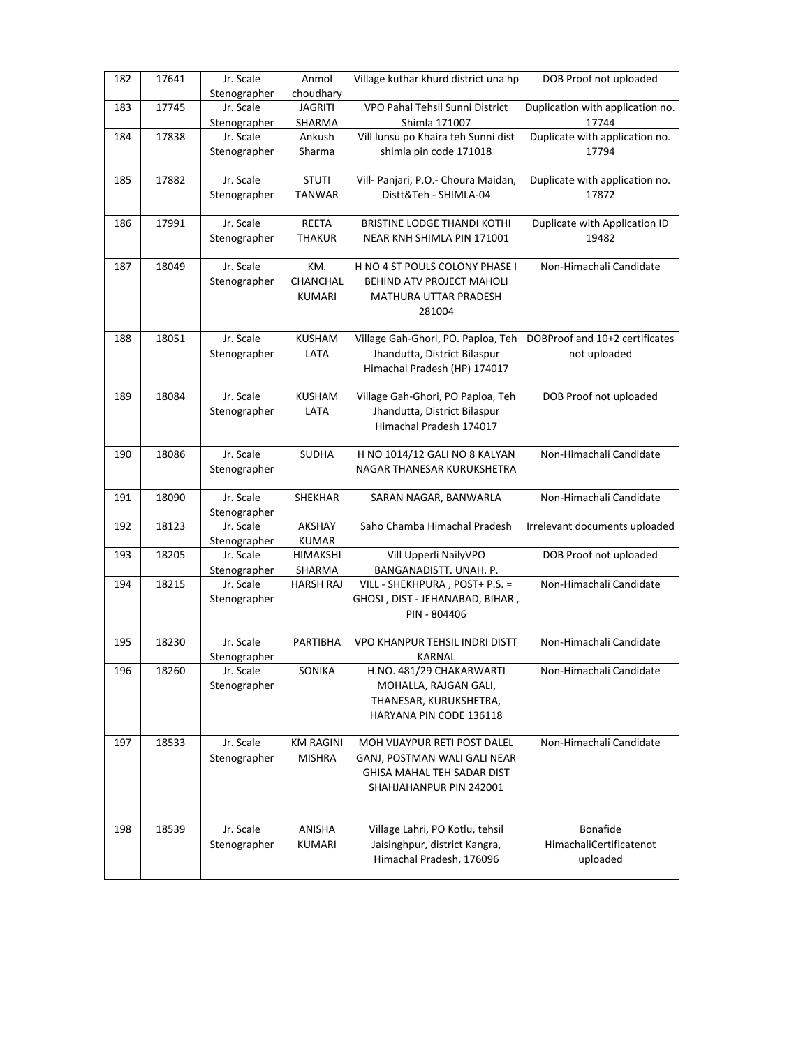| 182 | 17641 | Jr. Scale Stenographer | Anmol choudhary | Village kuthar khurd district una hp | DOB Proof not uploaded |
|---|---|---|---|---|---|
| 183 | 17745 | Jr. Scale Stenographer | JAGRITI SHARMA | VPO Pahal Tehsil Sunni District Shimla 171007 | Duplication with application no. 17744 |
| 184 | 17838 | Jr. Scale Stenographer | Ankush Sharma | Vill lunsu po Khaira teh Sunni dist shimla pin code 171018 | Duplicate with application no. 17794 |
| 185 | 17882 | Jr. Scale Stenographer | STUTI TANWAR | Vill- Panjari, P.O.- Choura Maidan, Distt&Teh - SHIMLA-04 | Duplicate with application no. 17872 |
| 186 | 17991 | Jr. Scale Stenographer | REETA THAKUR | BRISTINE LODGE THANDI KOTHI NEAR KNH SHIMLA PIN 171001 | Duplicate with Application ID 19482 |
| 187 | 18049 | Jr. Scale Stenographer | KM. CHANCHAL KUMARI | H NO 4 ST POULS COLONY PHASE I BEHIND ATV PROJECT MAHOLI MATHURA UTTAR PRADESH 281004 | Non-Himachali Candidate |
| 188 | 18051 | Jr. Scale Stenographer | KUSHAM LATA | Village Gah-Ghori, PO. Paploa, Teh Jhandutta, District Bilaspur Himachal Pradesh (HP) 174017 | DOBProof and 10+2 certificates not uploaded |
| 189 | 18084 | Jr. Scale Stenographer | KUSHAM LATA | Village Gah-Ghori, PO Paploa, Teh Jhandutta, District Bilaspur Himachal Pradesh 174017 | DOB Proof not uploaded |
| 190 | 18086 | Jr. Scale Stenographer | SUDHA | H NO 1014/12 GALI NO 8 KALYAN NAGAR THANESAR KURUKSHETRA | Non-Himachali Candidate |
| 191 | 18090 | Jr. Scale Stenographer | SHEKHAR | SARAN NAGAR, BANWARLA | Non-Himachali Candidate |
| 192 | 18123 | Jr. Scale Stenographer | AKSHAY KUMAR | Saho Chamba Himachal Pradesh | Irrelevant documents uploaded |
| 193 | 18205 | Jr. Scale Stenographer | HIMAKSHI SHARMA | Vill Upperli NailyVPO BANGANADISTT. UNAH. P. | DOB Proof not uploaded |
| 194 | 18215 | Jr. Scale Stenographer | HARSH RAJ | VILL - SHEKHPURA , POST+ P.S. = GHOSI , DIST - JEHANABAD, BIHAR , PIN - 804406 | Non-Himachali Candidate |
| 195 | 18230 | Jr. Scale Stenographer | PARTIBHA | VPO KHANPUR TEHSIL INDRI DISTT KARNAL | Non-Himachali Candidate |
| 196 | 18260 | Jr. Scale Stenographer | SONIKA | H.NO. 481/29 CHAKARWARTI MOHALLA, RAJGAN GALI, THANESAR, KURUKSHETRA, HARYANA PIN CODE 136118 | Non-Himachali Candidate |
| 197 | 18533 | Jr. Scale Stenographer | KM RAGINI MISHRA | MOH VIJAYPUR RETI POST DALEL GANJ, POSTMAN WALI GALI NEAR GHISA MAHAL TEH SADAR DIST SHAHJAHANPUR PIN 242001 | Non-Himachali Candidate |
| 198 | 18539 | Jr. Scale Stenographer | ANISHA KUMARI | Village Lahri, PO Kotlu, tehsil Jaisinghpur, district Kangra, Himachal Pradesh, 176096 | Bonafide HimachaliCertificatenot uploaded |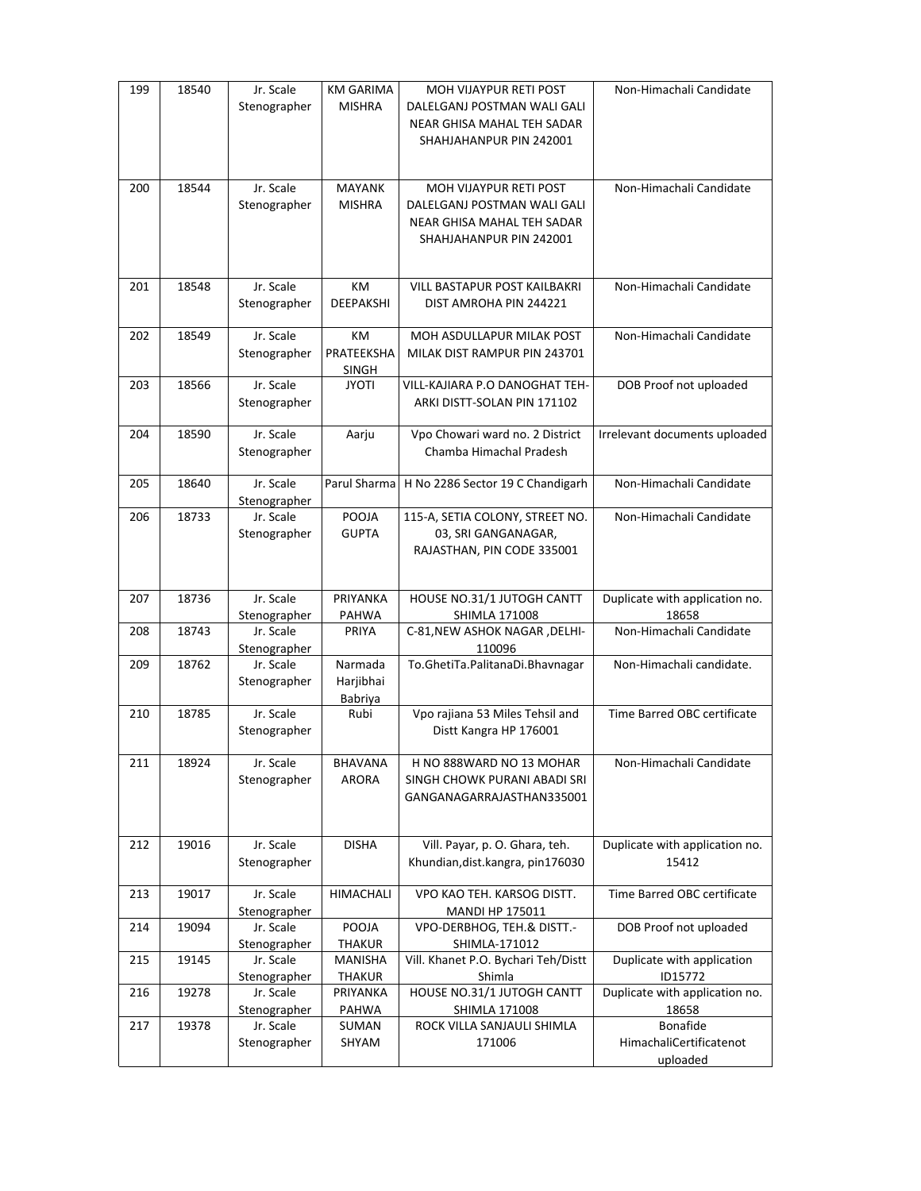| 199 | 18540 | Jr. Scale Stenographer | KM GARIMA MISHRA | MOH VIJAYPUR RETI POST DALELGANJ POSTMAN WALI GALI NEAR GHISA MAHAL TEH SADAR SHAHJAHANPUR PIN 242001 | Non-Himachali Candidate |
|---|---|---|---|---|---|
| 200 | 18544 | Jr. Scale Stenographer | MAYANK MISHRA | MOH VIJAYPUR RETI POST DALELGANJ POSTMAN WALI GALI NEAR GHISA MAHAL TEH SADAR SHAHJAHANPUR PIN 242001 | Non-Himachali Candidate |
| 201 | 18548 | Jr. Scale Stenographer | KM DEEPAKSHI | VILL BASTAPUR POST KAILBAKRI DIST AMROHA PIN 244221 | Non-Himachali Candidate |
| 202 | 18549 | Jr. Scale Stenographer | KM PRATEEKSHA SINGH | MOH ASDULLAPUR MILAK POST MILAK DIST RAMPUR PIN 243701 | Non-Himachali Candidate |
| 203 | 18566 | Jr. Scale Stenographer | JYOTI | VILL-KAJIARA P.O DANOGHAT TEH-ARKI DISTT-SOLAN PIN 171102 | DOB Proof not uploaded |
| 204 | 18590 | Jr. Scale Stenographer | Aarju | Vpo Chowari ward no. 2 District Chamba Himachal Pradesh | Irrelevant documents uploaded |
| 205 | 18640 | Jr. Scale Stenographer | Parul Sharma | H No 2286 Sector 19 C Chandigarh | Non-Himachali Candidate |
| 206 | 18733 | Jr. Scale Stenographer | POOJA GUPTA | 115-A, SETIA COLONY, STREET NO. 03, SRI GANGANAGAR, RAJASTHAN, PIN CODE 335001 | Non-Himachali Candidate |
| 207 | 18736 | Jr. Scale Stenographer | PRIYANKA PAHWA | HOUSE NO.31/1 JUTOGH CANTT SHIMLA 171008 | Duplicate with application no. 18658 |
| 208 | 18743 | Jr. Scale Stenographer | PRIYA | C-81,NEW ASHOK NAGAR ,DELHI-110096 | Non-Himachali Candidate |
| 209 | 18762 | Jr. Scale Stenographer | Narmada Harjibhai Babriya | To.GhetiTa.PalitanaDi.Bhavnagar | Non-Himachali candidate. |
| 210 | 18785 | Jr. Scale Stenographer | Rubi | Vpo rajiana 53 Miles Tehsil and Distt Kangra HP 176001 | Time Barred OBC certificate |
| 211 | 18924 | Jr. Scale Stenographer | BHAVANA ARORA | H NO 888WARD NO 13 MOHAR SINGH CHOWK PURANI ABADI SRI GANGANAGARRAJASTHAN335001 | Non-Himachali Candidate |
| 212 | 19016 | Jr. Scale Stenographer | DISHA | Vill. Payar, p. O. Ghara, teh. Khundian,dist.kangra, pin176030 | Duplicate with application no. 15412 |
| 213 | 19017 | Jr. Scale Stenographer | HIMACHALI | VPO KAO TEH. KARSOG DISTT. MANDI HP 175011 | Time Barred OBC certificate |
| 214 | 19094 | Jr. Scale Stenographer | POOJA THAKUR | VPO-DERBHOG, TEH.& DISTT.-SHIMLA-171012 | DOB Proof not uploaded |
| 215 | 19145 | Jr. Scale Stenographer | MANISHA THAKUR | Vill. Khanet P.O. Bychari Teh/Distt Shimla | Duplicate with application ID15772 |
| 216 | 19278 | Jr. Scale Stenographer | PRIYANKA PAHWA | HOUSE NO.31/1 JUTOGH CANTT SHIMLA 171008 | Duplicate with application no. 18658 |
| 217 | 19378 | Jr. Scale Stenographer | SUMAN SHYAM | ROCK VILLA SANJAULI SHIMLA 171006 | Bonafide HimachaliCertificatenot uploaded |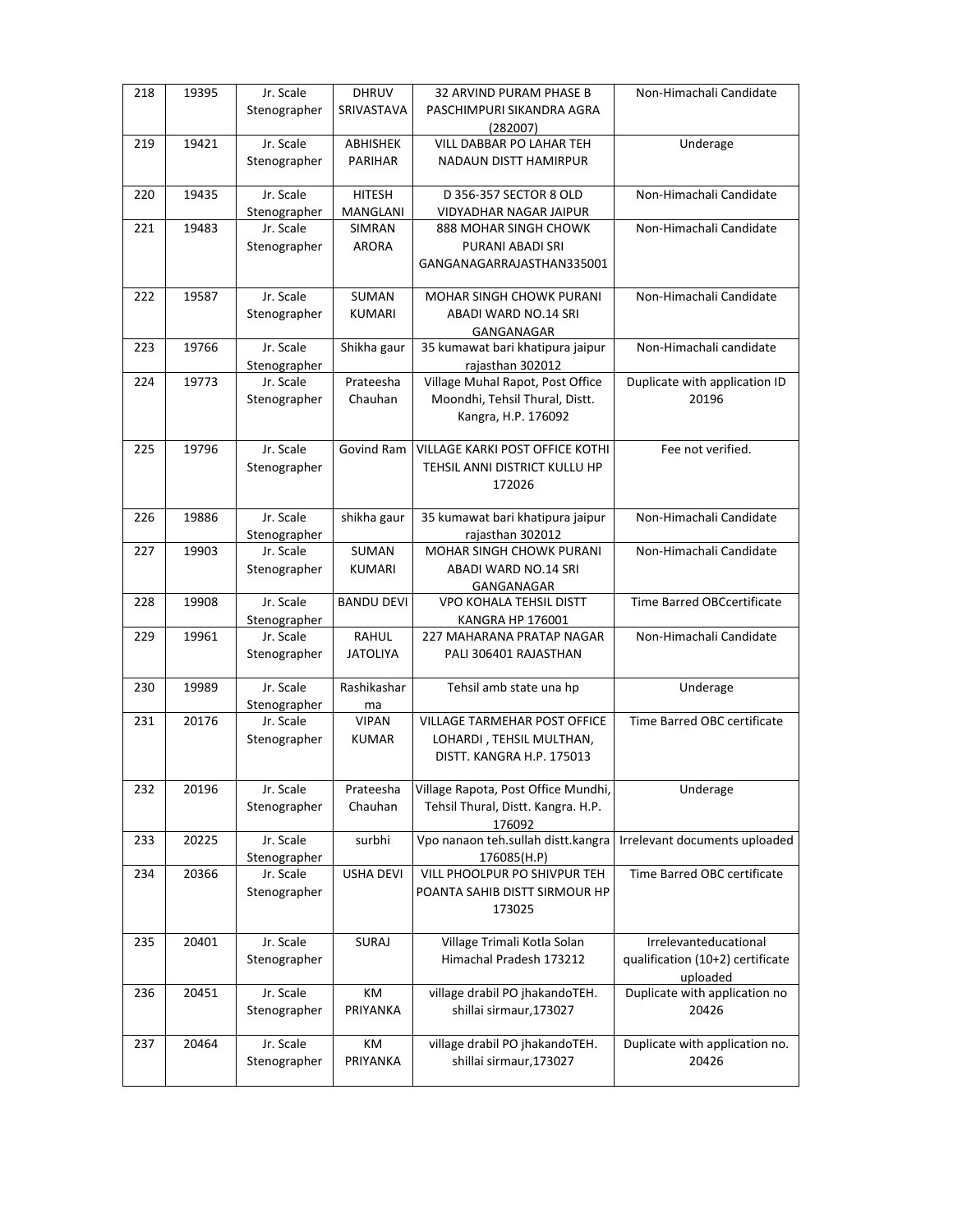| 218 | 19395 | Jr. Scale Stenographer | DHRUV SRIVASTAVA | 32 ARVIND PURAM PHASE B PASCHIMPURI SIKANDRA AGRA (282007) | Non-Himachali Candidate |
|---|---|---|---|---|---|
| 219 | 19421 | Jr. Scale Stenographer | ABHISHEK PARIHAR | VILL DABBAR PO LAHAR TEH NADAUN DISTT HAMIRPUR | Underage |
| 220 | 19435 | Jr. Scale Stenographer | HITESH MANGLANI | D 356-357 SECTOR 8 OLD VIDYADHAR NAGAR JAIPUR | Non-Himachali Candidate |
| 221 | 19483 | Jr. Scale Stenographer | SIMRAN ARORA | 888 MOHAR SINGH CHOWK PURANI ABADI SRI GANGANAGARRAJASTHAN335001 | Non-Himachali Candidate |
| 222 | 19587 | Jr. Scale Stenographer | SUMAN KUMARI | MOHAR SINGH CHOWK PURANI ABADI WARD NO.14 SRI GANGANAGAR | Non-Himachali Candidate |
| 223 | 19766 | Jr. Scale Stenographer | Shikha gaur | 35 kumawat bari khatipura jaipur rajasthan 302012 | Non-Himachali candidate |
| 224 | 19773 | Jr. Scale Stenographer | Prateesha Chauhan | Village Muhal Rapot, Post Office Moondhi, Tehsil Thural, Distt. Kangra, H.P. 176092 | Duplicate with application ID 20196 |
| 225 | 19796 | Jr. Scale Stenographer | Govind Ram | VILLAGE KARKI POST OFFICE KOTHI TEHSIL ANNI DISTRICT KULLU HP 172026 | Fee not verified. |
| 226 | 19886 | Jr. Scale Stenographer | shikha gaur | 35 kumawat bari khatipura jaipur rajasthan 302012 | Non-Himachali Candidate |
| 227 | 19903 | Jr. Scale Stenographer | SUMAN KUMARI | MOHAR SINGH CHOWK PURANI ABADI WARD NO.14 SRI GANGANAGAR | Non-Himachali Candidate |
| 228 | 19908 | Jr. Scale Stenographer | BANDU DEVI | VPO KOHALA TEHSIL DISTT KANGRA HP 176001 | Time Barred OBCcertificate |
| 229 | 19961 | Jr. Scale Stenographer | RAHUL JATOLIYA | 227 MAHARANA PRATAP NAGAR PALI 306401 RAJASTHAN | Non-Himachali Candidate |
| 230 | 19989 | Jr. Scale Stenographer | Rashikasharma | Tehsil amb state una hp | Underage |
| 231 | 20176 | Jr. Scale Stenographer | VIPAN KUMAR | VILLAGE TARMEHAR POST OFFICE LOHARDI , TEHSIL MULTHAN, DISTT. KANGRA H.P. 175013 | Time Barred OBC certificate |
| 232 | 20196 | Jr. Scale Stenographer | Prateesha Chauhan | Village Rapota, Post Office Mundhi, Tehsil Thural, Distt. Kangra. H.P. 176092 | Underage |
| 233 | 20225 | Jr. Scale Stenographer | surbhi | Vpo nanaon teh.sullah distt.kangra 176085(H.P) | Irrelevant documents uploaded |
| 234 | 20366 | Jr. Scale Stenographer | USHA DEVI | VILL PHOOLPUR PO SHIVPUR TEH POANTA SAHIB DISTT SIRMOUR HP 173025 | Time Barred OBC certificate |
| 235 | 20401 | Jr. Scale Stenographer | SURAJ | Village Trimali Kotla Solan Himachal Pradesh 173212 | Irrelevanteducational qualification (10+2) certificate uploaded |
| 236 | 20451 | Jr. Scale Stenographer | KM PRIYANKA | village drabil PO jhakandoTEH. shillai sirmaur,173027 | Duplicate with application no 20426 |
| 237 | 20464 | Jr. Scale Stenographer | KM PRIYANKA | village drabil PO jhakandoTEH. shillai sirmaur,173027 | Duplicate with application no. 20426 |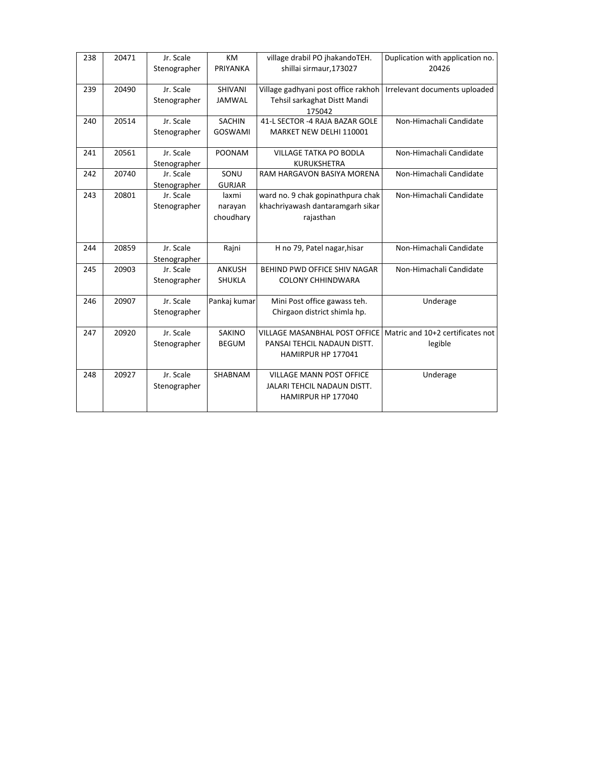| | | | | | |
|---|---|---|---|---|---|
| 238 | 20471 | Jr. Scale Stenographer | KM PRIYANKA | village drabil PO jhakandoTEH. shillai sirmaur,173027 | Duplication with application no. 20426 |
| 239 | 20490 | Jr. Scale Stenographer | SHIVANI JAMWAL | Village gadhyani post office rakhoh Tehsil sarkaghat Distt Mandi 175042 | Irrelevant documents uploaded |
| 240 | 20514 | Jr. Scale Stenographer | SACHIN GOSWAMI | 41-L SECTOR -4 RAJA BAZAR GOLE MARKET NEW DELHI 110001 | Non-Himachali Candidate |
| 241 | 20561 | Jr. Scale Stenographer | POONAM | VILLAGE TATKA PO BODLA KURUKSHETRA | Non-Himachali Candidate |
| 242 | 20740 | Jr. Scale Stenographer | SONU GURJAR | RAM HARGAVON BASIYA MORENA | Non-Himachali Candidate |
| 243 | 20801 | Jr. Scale Stenographer | laxmi narayan choudhary | ward no. 9 chak gopinathpura chak khachriyawash dantaramgarh sikar rajasthan | Non-Himachali Candidate |
| 244 | 20859 | Jr. Scale Stenographer | Rajni | H no 79, Patel nagar,hisar | Non-Himachali Candidate |
| 245 | 20903 | Jr. Scale Stenographer | ANKUSH SHUKLA | BEHIND PWD OFFICE SHIV NAGAR COLONY CHHINDWARA | Non-Himachali Candidate |
| 246 | 20907 | Jr. Scale Stenographer | Pankaj kumar | Mini Post office gawass teh. Chirgaon district shimla hp. | Underage |
| 247 | 20920 | Jr. Scale Stenographer | SAKINO BEGUM | VILLAGE MASANBHAL POST OFFICE PANSAI TEHCIL NADAUN DISTT. HAMIRPUR HP 177041 | Matric and 10+2 certificates not legible |
| 248 | 20927 | Jr. Scale Stenographer | SHABNAM | VILLAGE MANN POST OFFICE JALARI TEHCIL NADAUN DISTT. HAMIRPUR HP 177040 | Underage |